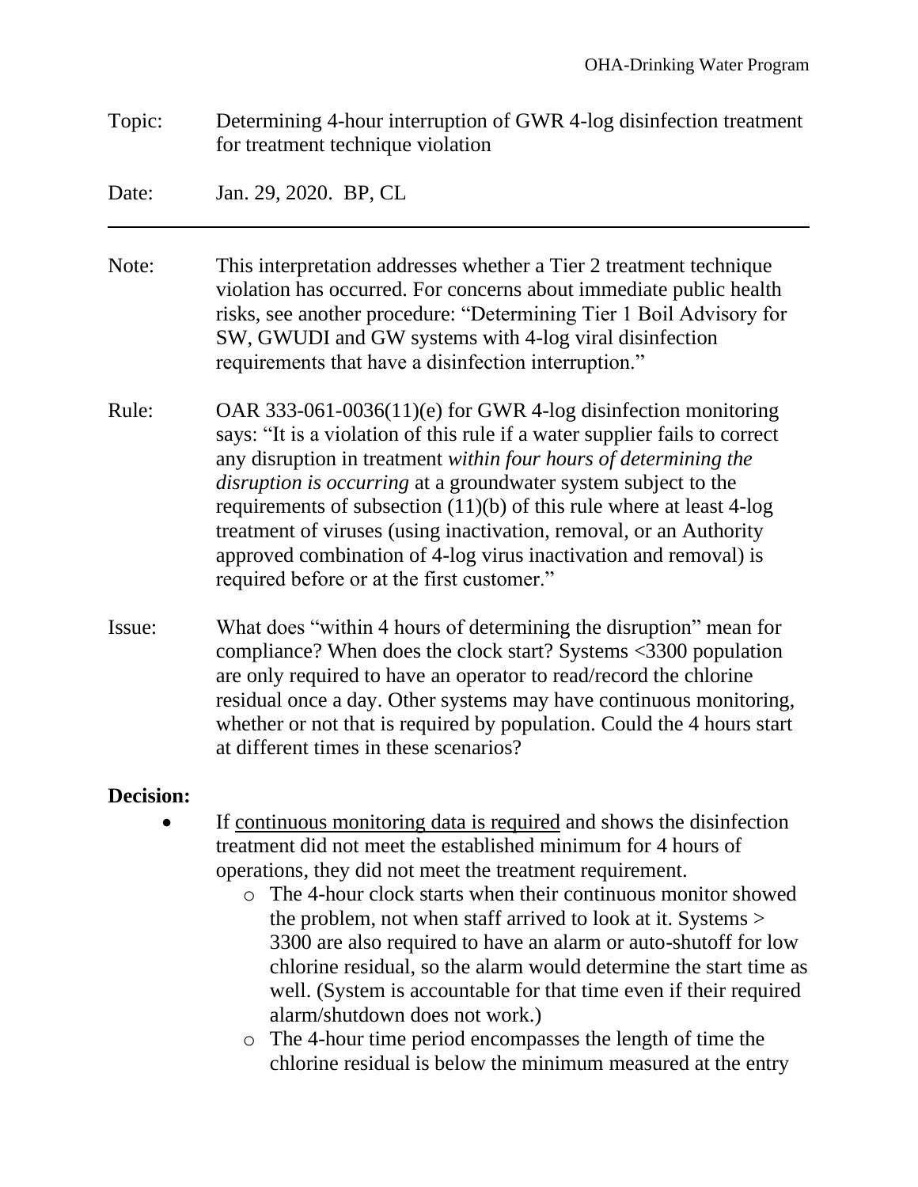OHA-Drinking Water Program

Topic: Determining 4-hour interruption of GWR 4-log disinfection treatment for treatment technique violation

Date: Jan. 29, 2020. BP, CL

---

Note: This interpretation addresses whether a Tier 2 treatment technique violation has occurred. For concerns about immediate public health risks, see another procedure: "Determining Tier 1 Boil Advisory for SW, GWUDI and GW systems with 4-log viral disinfection requirements that have a disinfection interruption."

Rule: OAR 333-061-0036(11)(e) for GWR 4-log disinfection monitoring says: "It is a violation of this rule if a water supplier fails to correct any disruption in treatment *within four hours of determining the disruption is occurring* at a groundwater system subject to the requirements of subsection (11)(b) of this rule where at least 4-log treatment of viruses (using inactivation, removal, or an Authority approved combination of 4-log virus inactivation and removal) is required before or at the first customer."

Issue: What does "within 4 hours of determining the disruption" mean for compliance? When does the clock start? Systems <3300 population are only required to have an operator to read/record the chlorine residual once a day. Other systems may have continuous monitoring, whether or not that is required by population. Could the 4 hours start at different times in these scenarios?

**Decision:**

- If <u>continuous monitoring data is required</u> and shows the disinfection treatment did not meet the established minimum for 4 hours of operations, they did not meet the treatment requirement.
  - The 4-hour clock starts when their continuous monitor showed the problem, not when staff arrived to look at it. Systems > 3300 are also required to have an alarm or auto-shutoff for low chlorine residual, so the alarm would determine the start time as well. (System is accountable for that time even if their required alarm/shutdown does not work.)
  - The 4-hour time period encompasses the length of time the chlorine residual is below the minimum measured at the entry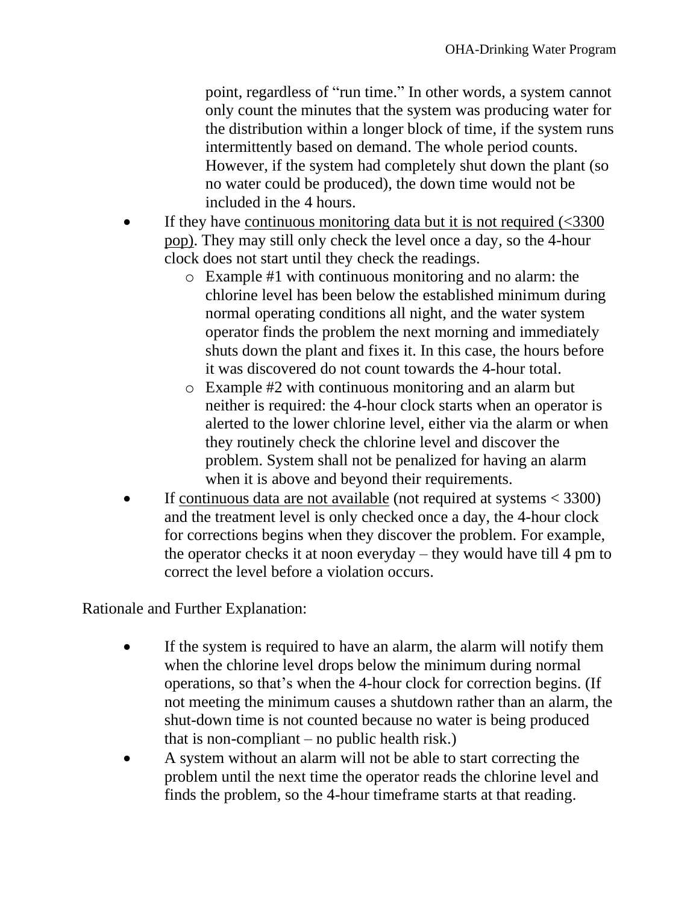point, regardless of "run time." In other words, a system cannot only count the minutes that the system was producing water for the distribution within a longer block of time, if the system runs intermittently based on demand. The whole period counts. However, if the system had completely shut down the plant (so no water could be produced), the down time would not be included in the 4 hours.

- If they have continuous monitoring data but it is not required (<3300 pop). They may still only check the level once a day, so the 4-hour clock does not start until they check the readings.
  - Example #1 with continuous monitoring and no alarm: the chlorine level has been below the established minimum during normal operating conditions all night, and the water system operator finds the problem the next morning and immediately shuts down the plant and fixes it. In this case, the hours before it was discovered do not count towards the 4-hour total.
  - Example #2 with continuous monitoring and an alarm but neither is required: the 4-hour clock starts when an operator is alerted to the lower chlorine level, either via the alarm or when they routinely check the chlorine level and discover the problem. System shall not be penalized for having an alarm when it is above and beyond their requirements.
- If continuous data are not available (not required at systems < 3300) and the treatment level is only checked once a day, the 4-hour clock for corrections begins when they discover the problem. For example, the operator checks it at noon everyday – they would have till 4 pm to correct the level before a violation occurs.

Rationale and Further Explanation:

- If the system is required to have an alarm, the alarm will notify them when the chlorine level drops below the minimum during normal operations, so that's when the 4-hour clock for correction begins. (If not meeting the minimum causes a shutdown rather than an alarm, the shut-down time is not counted because no water is being produced that is non-compliant – no public health risk.)
- A system without an alarm will not be able to start correcting the problem until the next time the operator reads the chlorine level and finds the problem, so the 4-hour timeframe starts at that reading.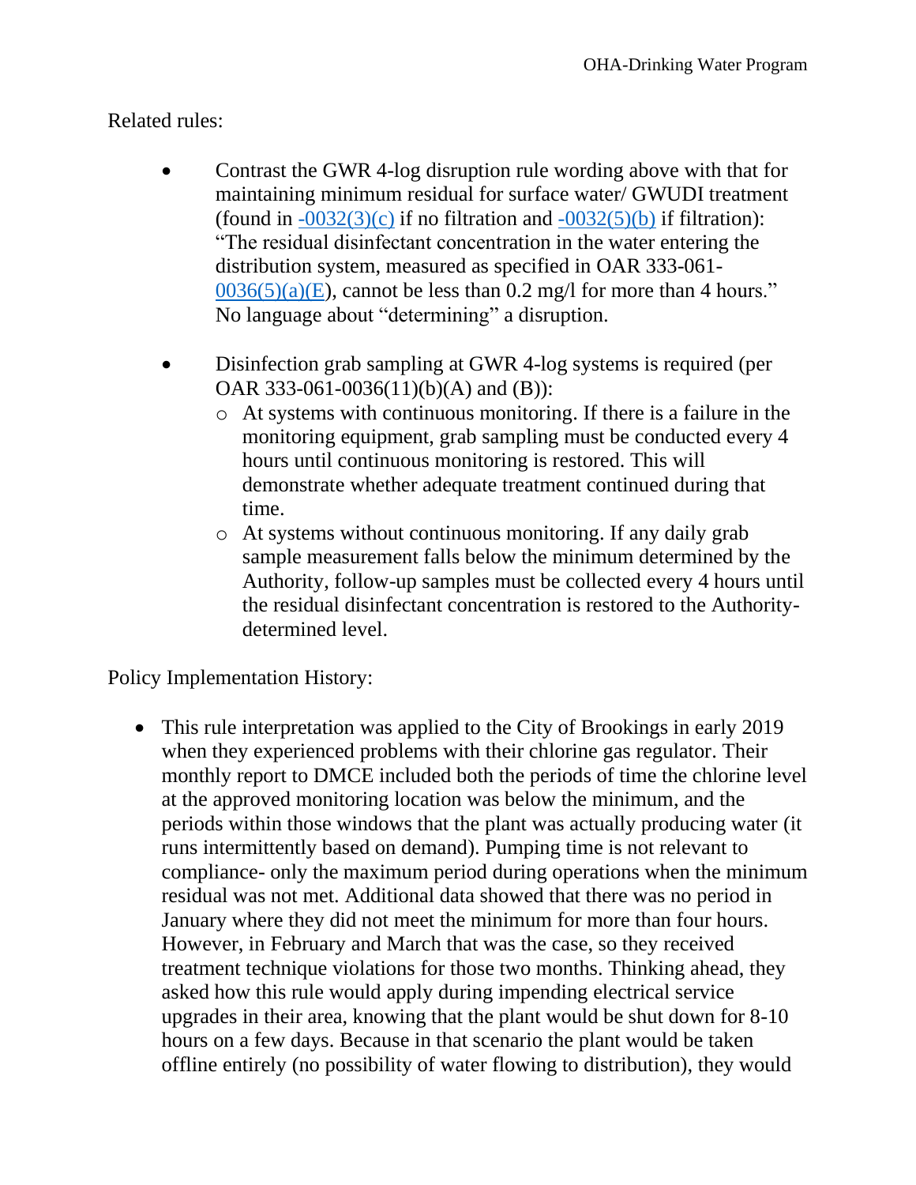Related rules:

- Contrast the GWR 4-log disruption rule wording above with that for maintaining minimum residual for surface water/ GWUDI treatment (found in [-0032(3)(c)]() if no filtration and [-0032(5)(b)]() if filtration): "The residual disinfectant concentration in the water entering the distribution system, measured as specified in OAR 333-061-[0036(5)(a)(E)](), cannot be less than 0.2 mg/l for more than 4 hours." No language about "determining" a disruption.

- Disinfection grab sampling at GWR 4-log systems is required (per OAR 333-061-0036(11)(b)(A) and (B)):
  - At systems with continuous monitoring. If there is a failure in the monitoring equipment, grab sampling must be conducted every 4 hours until continuous monitoring is restored. This will demonstrate whether adequate treatment continued during that time.
  - At systems without continuous monitoring. If any daily grab sample measurement falls below the minimum determined by the Authority, follow-up samples must be collected every 4 hours until the residual disinfectant concentration is restored to the Authority-determined level.

Policy Implementation History:

- This rule interpretation was applied to the City of Brookings in early 2019 when they experienced problems with their chlorine gas regulator. Their monthly report to DMCE included both the periods of time the chlorine level at the approved monitoring location was below the minimum, and the periods within those windows that the plant was actually producing water (it runs intermittently based on demand). Pumping time is not relevant to compliance- only the maximum period during operations when the minimum residual was not met. Additional data showed that there was no period in January where they did not meet the minimum for more than four hours. However, in February and March that was the case, so they received treatment technique violations for those two months. Thinking ahead, they asked how this rule would apply during impending electrical service upgrades in their area, knowing that the plant would be shut down for 8-10 hours on a few days. Because in that scenario the plant would be taken offline entirely (no possibility of water flowing to distribution), they would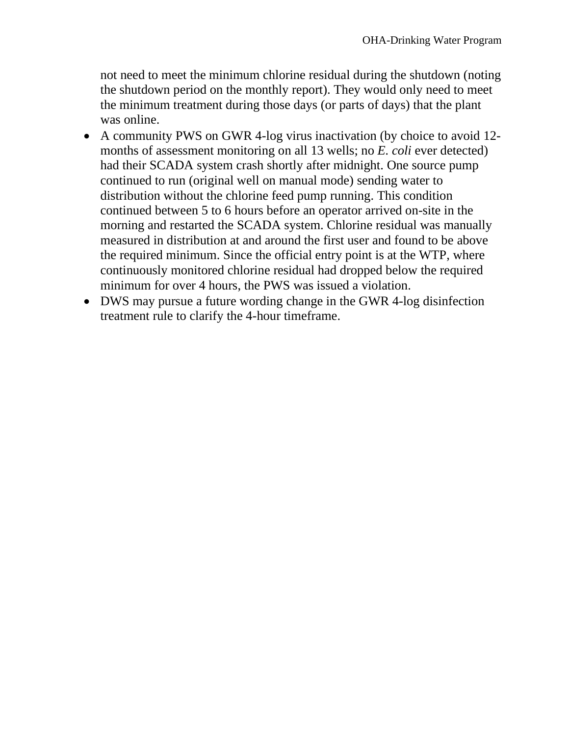not need to meet the minimum chlorine residual during the shutdown (noting the shutdown period on the monthly report). They would only need to meet the minimum treatment during those days (or parts of days) that the plant was online.

- A community PWS on GWR 4-log virus inactivation (by choice to avoid 12-months of assessment monitoring on all 13 wells; no *E. coli* ever detected) had their SCADA system crash shortly after midnight. One source pump continued to run (original well on manual mode) sending water to distribution without the chlorine feed pump running. This condition continued between 5 to 6 hours before an operator arrived on-site in the morning and restarted the SCADA system. Chlorine residual was manually measured in distribution at and around the first user and found to be above the required minimum. Since the official entry point is at the WTP, where continuously monitored chlorine residual had dropped below the required minimum for over 4 hours, the PWS was issued a violation.
- DWS may pursue a future wording change in the GWR 4-log disinfection treatment rule to clarify the 4-hour timeframe.